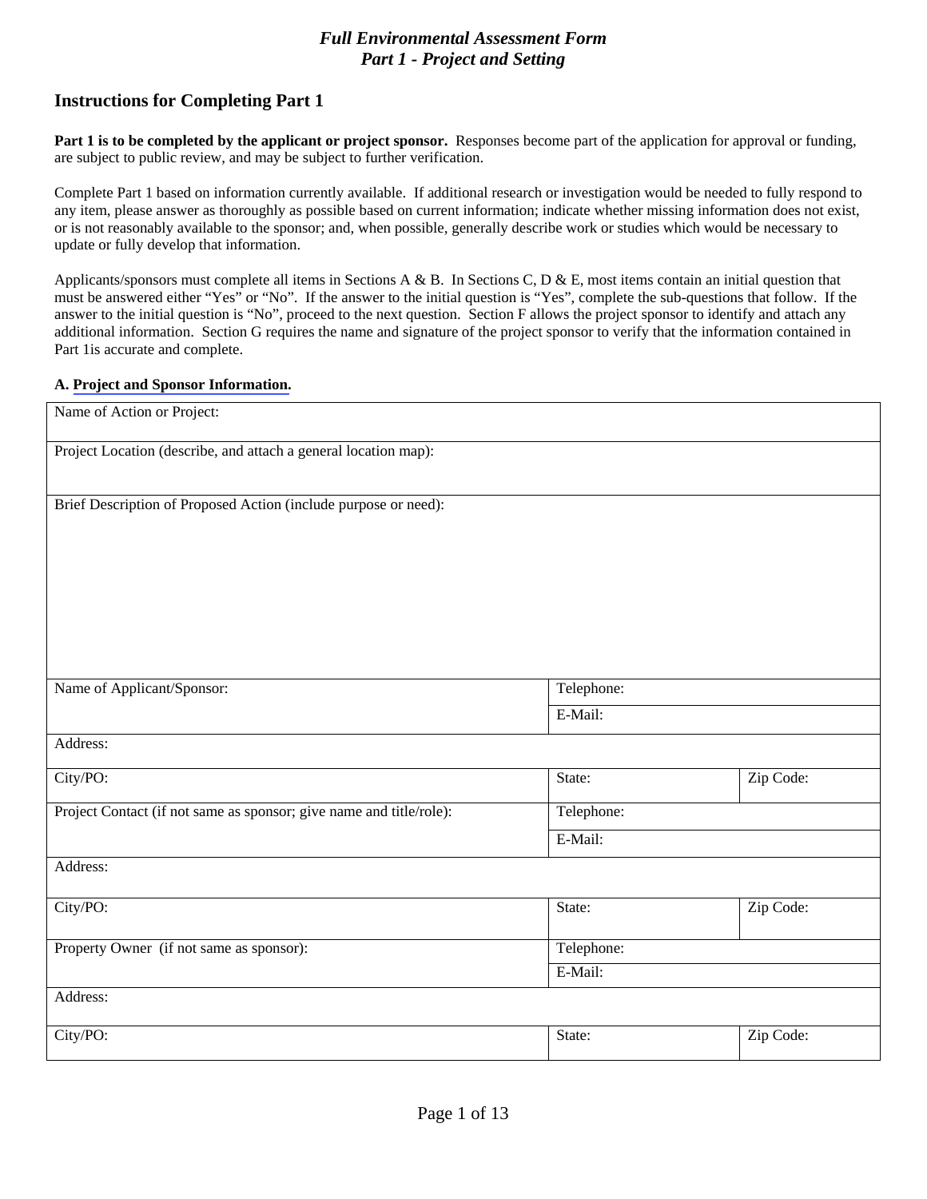# *Full Environmental Assessment Form*
## *Part 1 - Project and Setting*

### Instructions for Completing Part 1

**Part 1 is to be completed by the applicant or project sponsor.** Responses become part of the application for approval or funding, are subject to public review, and may be subject to further verification.

Complete Part 1 based on information currently available. If additional research or investigation would be needed to fully respond to any item, please answer as thoroughly as possible based on current information; indicate whether missing information does not exist, or is not reasonably available to the sponsor; and, when possible, generally describe work or studies which would be necessary to update or fully develop that information.

Applicants/sponsors must complete all items in Sections A & B. In Sections C, D & E, most items contain an initial question that must be answered either "Yes" or "No". If the answer to the initial question is "Yes", complete the sub-questions that follow. If the answer to the initial question is "No", proceed to the next question. Section F allows the project sponsor to identify and attach any additional information. Section G requires the name and signature of the project sponsor to verify that the information contained in Part 1is accurate and complete.

**A. Project and Sponsor Information.**

| Name of Action or Project: | | |
|---|---|---|
| Project Location (describe, and attach a general location map): | | |
| Brief Description of Proposed Action (include purpose or need): | | |
| Name of Applicant/Sponsor: | Telephone: | |
| | E-Mail: | |
| Address: | | |
| City/PO: | State: | Zip Code: |
| Project Contact (if not same as sponsor; give name and title/role): | Telephone: | |
| | E-Mail: | |
| Address: | | |
| City/PO: | State: | Zip Code: |
| Property Owner (if not same as sponsor): | Telephone: | |
| | E-Mail: | |
| Address: | | |
| City/PO: | State: | Zip Code: |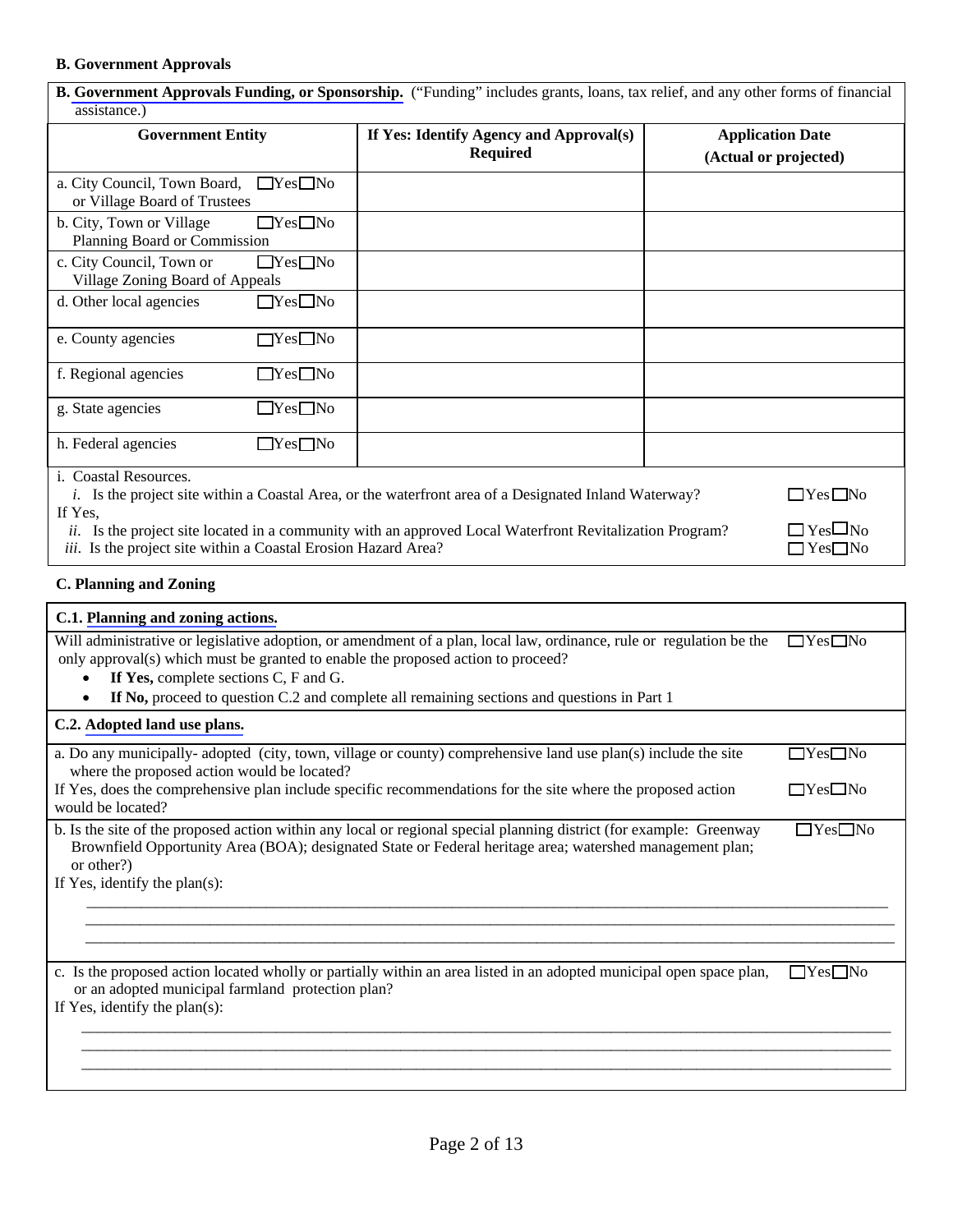**B. Government Approvals**

**B. Government Approvals Funding, or Sponsorship.** ("Funding" includes grants, loans, tax relief, and any other forms of financial assistance.)

| Government Entity | If Yes: Identify Agency and Approval(s) Required | Application Date (Actual or projected) |
|---|---|---|
| a. City Council, Town Board, or Village Board of Trustees ☐Yes☐No | | |
| b. City, Town or Village Planning Board or Commission ☐Yes☐No | | |
| c. City Council, Town or Village Zoning Board of Appeals ☐Yes☐No | | |
| d. Other local agencies ☐Yes☐No | | |
| e. County agencies ☐Yes☐No | | |
| f. Regional agencies ☐Yes☐No | | |
| g. State agencies ☐Yes☐No | | |
| h. Federal agencies ☐Yes☐No | | |

i. Coastal Resources.

*i.* Is the project site within a Coastal Area, or the waterfront area of a Designated Inland Waterway? ☐Yes☐No

If Yes,

*ii.* Is the project site located in a community with an approved Local Waterfront Revitalization Program? ☐Yes☐No

*iii.* Is the project site within a Coastal Erosion Hazard Area? ☐Yes☐No

**C. Planning and Zoning**

**C.1. Planning and zoning actions.**

Will administrative or legislative adoption, or amendment of a plan, local law, ordinance, rule or regulation be the only approval(s) which must be granted to enable the proposed action to proceed? ☐Yes☐No

- **If Yes,** complete sections C, F and G.
- **If No,** proceed to question C.2 and complete all remaining sections and questions in Part 1

**C.2. Adopted land use plans.**

a. Do any municipally- adopted (city, town, village or county) comprehensive land use plan(s) include the site where the proposed action would be located? ☐Yes☐No

If Yes, does the comprehensive plan include specific recommendations for the site where the proposed action would be located? ☐Yes☐No

b. Is the site of the proposed action within any local or regional special planning district (for example: Greenway Brownfield Opportunity Area (BOA); designated State or Federal heritage area; watershed management plan; or other?) ☐Yes☐No

If Yes, identify the plan(s):

\_\_\_\_\_\_\_\_\_\_\_\_\_\_\_\_\_\_\_\_\_\_\_\_\_\_\_\_\_\_\_\_\_\_\_\_\_\_\_\_\_\_\_\_\_\_\_\_\_\_\_\_\_\_\_\_\_\_\_\_\_\_\_\_\_\_\_\_\_\_\_\_\_\_\_\_\_\_
\_\_\_\_\_\_\_\_\_\_\_\_\_\_\_\_\_\_\_\_\_\_\_\_\_\_\_\_\_\_\_\_\_\_\_\_\_\_\_\_\_\_\_\_\_\_\_\_\_\_\_\_\_\_\_\_\_\_\_\_\_\_\_\_\_\_\_\_\_\_\_\_\_\_\_\_\_\_
\_\_\_\_\_\_\_\_\_\_\_\_\_\_\_\_\_\_\_\_\_\_\_\_\_\_\_\_\_\_\_\_\_\_\_\_\_\_\_\_\_\_\_\_\_\_\_\_\_\_\_\_\_\_\_\_\_\_\_\_\_\_\_\_\_\_\_\_\_\_\_\_\_\_\_\_\_\_

c. Is the proposed action located wholly or partially within an area listed in an adopted municipal open space plan, or an adopted municipal farmland protection plan? ☐Yes☐No

If Yes, identify the plan(s):

\_\_\_\_\_\_\_\_\_\_\_\_\_\_\_\_\_\_\_\_\_\_\_\_\_\_\_\_\_\_\_\_\_\_\_\_\_\_\_\_\_\_\_\_\_\_\_\_\_\_\_\_\_\_\_\_\_\_\_\_\_\_\_\_\_\_\_\_\_\_\_\_\_\_\_\_\_\_
\_\_\_\_\_\_\_\_\_\_\_\_\_\_\_\_\_\_\_\_\_\_\_\_\_\_\_\_\_\_\_\_\_\_\_\_\_\_\_\_\_\_\_\_\_\_\_\_\_\_\_\_\_\_\_\_\_\_\_\_\_\_\_\_\_\_\_\_\_\_\_\_\_\_\_\_\_\_
\_\_\_\_\_\_\_\_\_\_\_\_\_\_\_\_\_\_\_\_\_\_\_\_\_\_\_\_\_\_\_\_\_\_\_\_\_\_\_\_\_\_\_\_\_\_\_\_\_\_\_\_\_\_\_\_\_\_\_\_\_\_\_\_\_\_\_\_\_\_\_\_\_\_\_\_\_\_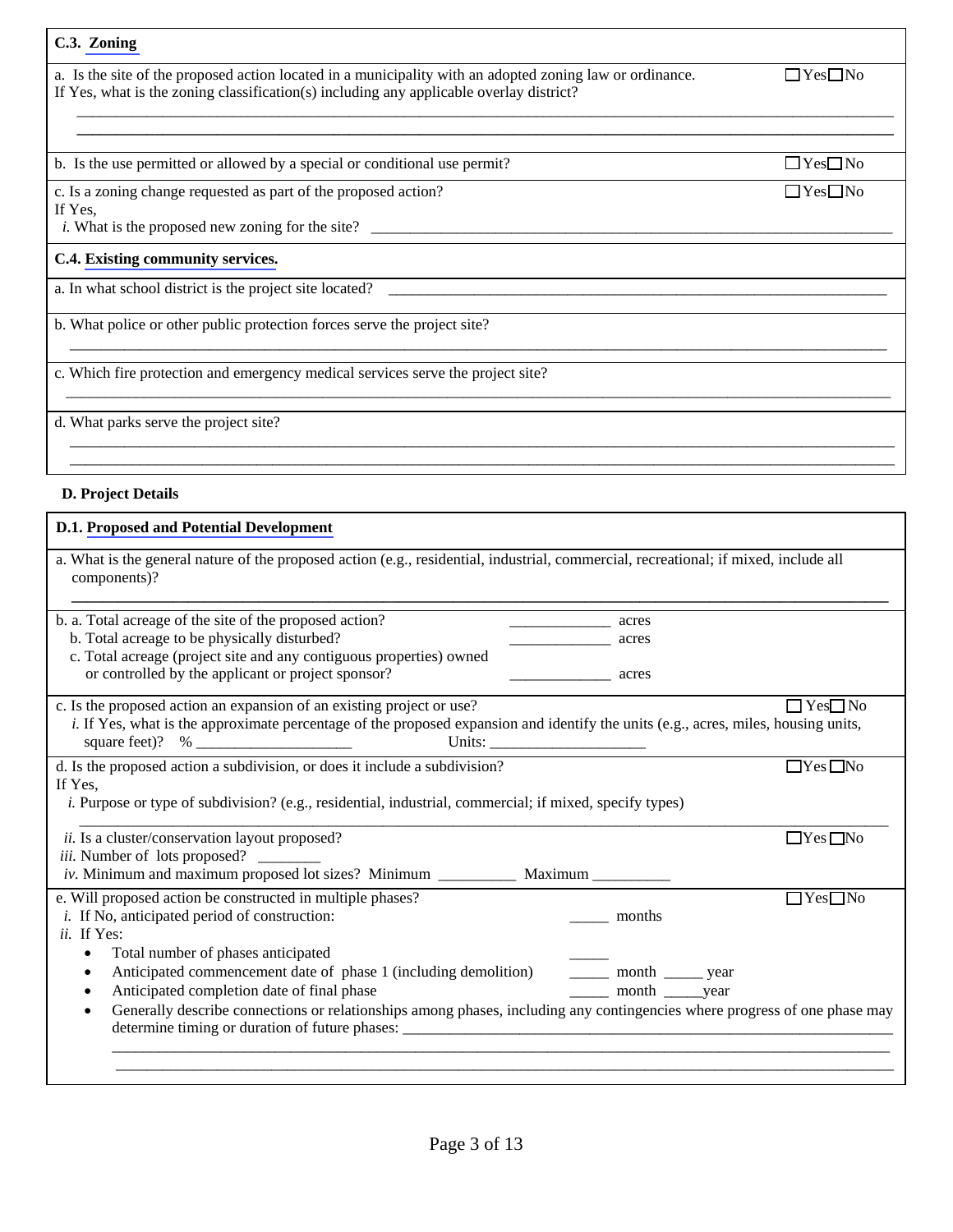**C.3. Zoning**

a. Is the site of the proposed action located in a municipality with an adopted zoning law or ordinance. ☐Yes☐No
If Yes, what is the zoning classification(s) including any applicable overlay district?

\_\_\_\_\_\_\_\_\_\_\_\_\_\_\_\_\_\_\_\_\_\_\_\_\_\_\_\_\_\_\_\_\_\_\_\_\_\_\_\_\_\_\_\_\_\_\_\_\_\_\_\_\_\_\_\_\_\_\_\_\_\_\_\_\_\_\_\_\_\_\_\_\_\_\_\_\_\_\_\_\_\_\_\_\_\_\_\_\_\_\_\_

\_\_\_\_\_\_\_\_\_\_\_\_\_\_\_\_\_\_\_\_\_\_\_\_\_\_\_\_\_\_\_\_\_\_\_\_\_\_\_\_\_\_\_\_\_\_\_\_\_\_\_\_\_\_\_\_\_\_\_\_\_\_\_\_\_\_\_\_\_\_\_\_\_\_\_\_\_\_\_\_\_\_\_\_\_\_\_\_\_\_\_\_

b. Is the use permitted or allowed by a special or conditional use permit? ☐Yes☐No

c. Is a zoning change requested as part of the proposed action? ☐Yes☐No
If Yes,
*i.* What is the proposed new zoning for the site? \_\_\_\_\_\_\_\_\_\_\_\_\_\_\_\_\_\_\_\_\_\_\_\_\_\_\_\_\_\_\_\_\_\_\_\_\_\_\_\_\_\_\_\_\_\_\_\_\_\_\_\_\_\_\_\_\_\_\_\_\_\_\_\_\_\_

**C.4. Existing community services.**

a. In what school district is the project site located? \_\_\_\_\_\_\_\_\_\_\_\_\_\_\_\_\_\_\_\_\_\_\_\_\_\_\_\_\_\_\_\_\_\_\_\_\_\_\_\_\_\_\_\_\_\_\_\_\_\_\_\_\_\_\_\_\_\_\_\_\_\_\_

b. What police or other public protection forces serve the project site?

\_\_\_\_\_\_\_\_\_\_\_\_\_\_\_\_\_\_\_\_\_\_\_\_\_\_\_\_\_\_\_\_\_\_\_\_\_\_\_\_\_\_\_\_\_\_\_\_\_\_\_\_\_\_\_\_\_\_\_\_\_\_\_\_\_\_\_\_\_\_\_\_\_\_\_\_\_\_\_\_\_\_\_\_\_\_\_\_\_\_\_\_

c. Which fire protection and emergency medical services serve the project site?

\_\_\_\_\_\_\_\_\_\_\_\_\_\_\_\_\_\_\_\_\_\_\_\_\_\_\_\_\_\_\_\_\_\_\_\_\_\_\_\_\_\_\_\_\_\_\_\_\_\_\_\_\_\_\_\_\_\_\_\_\_\_\_\_\_\_\_\_\_\_\_\_\_\_\_\_\_\_\_\_\_\_\_\_\_\_\_\_\_\_\_\_

d. What parks serve the project site?

\_\_\_\_\_\_\_\_\_\_\_\_\_\_\_\_\_\_\_\_\_\_\_\_\_\_\_\_\_\_\_\_\_\_\_\_\_\_\_\_\_\_\_\_\_\_\_\_\_\_\_\_\_\_\_\_\_\_\_\_\_\_\_\_\_\_\_\_\_\_\_\_\_\_\_\_\_\_\_\_\_\_\_\_\_\_\_\_\_\_\_\_

\_\_\_\_\_\_\_\_\_\_\_\_\_\_\_\_\_\_\_\_\_\_\_\_\_\_\_\_\_\_\_\_\_\_\_\_\_\_\_\_\_\_\_\_\_\_\_\_\_\_\_\_\_\_\_\_\_\_\_\_\_\_\_\_\_\_\_\_\_\_\_\_\_\_\_\_\_\_\_\_\_\_\_\_\_\_\_\_\_\_\_\_

## D. Project Details

**D.1. Proposed and Potential Development**

a. What is the general nature of the proposed action (e.g., residential, industrial, commercial, recreational; if mixed, include all components)?

\_\_\_\_\_\_\_\_\_\_\_\_\_\_\_\_\_\_\_\_\_\_\_\_\_\_\_\_\_\_\_\_\_\_\_\_\_\_\_\_\_\_\_\_\_\_\_\_\_\_\_\_\_\_\_\_\_\_\_\_\_\_\_\_\_\_\_\_\_\_\_\_\_\_\_\_\_\_\_\_\_\_\_\_\_\_\_\_\_\_\_\_

b. a. Total acreage of the site of the proposed action? \_\_\_\_\_\_\_\_\_\_\_\_\_ acres
   b. Total acreage to be physically disturbed? \_\_\_\_\_\_\_\_\_\_\_\_\_ acres
   c. Total acreage (project site and any contiguous properties) owned or controlled by the applicant or project sponsor? \_\_\_\_\_\_\_\_\_\_\_\_\_ acres

c. Is the proposed action an expansion of an existing project or use? ☐Yes☐No
*i.* If Yes, what is the approximate percentage of the proposed expansion and identify the units (e.g., acres, miles, housing units, square feet)? % \_\_\_\_\_\_\_\_\_\_\_\_\_\_\_\_\_\_\_ Units: \_\_\_\_\_\_\_\_\_\_\_\_\_\_\_\_\_\_\_\_

d. Is the proposed action a subdivision, or does it include a subdivision? ☐Yes☐No
If Yes,
*i.* Purpose or type of subdivision? (e.g., residential, industrial, commercial; if mixed, specify types)

\_\_\_\_\_\_\_\_\_\_\_\_\_\_\_\_\_\_\_\_\_\_\_\_\_\_\_\_\_\_\_\_\_\_\_\_\_\_\_\_\_\_\_\_\_\_\_\_\_\_\_\_\_\_\_\_\_\_\_\_\_\_\_\_\_\_\_\_\_\_\_\_\_\_\_\_\_\_\_\_\_\_\_\_\_\_\_\_\_\_\_\_

*ii.* Is a cluster/conservation layout proposed? ☐Yes☐No
*iii.* Number of lots proposed? \_\_\_\_\_\_\_\_
*iv.* Minimum and maximum proposed lot sizes? Minimum \_\_\_\_\_\_\_\_\_\_ Maximum \_\_\_\_\_\_\_\_\_\_

e. Will proposed action be constructed in multiple phases? ☐Yes☐No
*i.* If No, anticipated period of construction: \_\_\_\_\_ months
*ii.* If Yes:

- Total number of phases anticipated \_\_\_\_\_
- Anticipated commencement date of phase 1 (including demolition) \_\_\_\_\_ month \_\_\_\_\_ year
- Anticipated completion date of final phase \_\_\_\_\_ month \_\_\_\_\_year
- Generally describe connections or relationships among phases, including any contingencies where progress of one phase may determine timing or duration of future phases: \_\_\_\_\_\_\_\_\_\_\_\_\_\_\_\_\_\_\_\_\_\_\_\_\_\_\_\_\_\_\_\_\_\_\_\_\_\_\_\_\_\_\_\_\_\_\_\_\_\_\_\_\_\_\_\_\_\_\_\_

\_\_\_\_\_\_\_\_\_\_\_\_\_\_\_\_\_\_\_\_\_\_\_\_\_\_\_\_\_\_\_\_\_\_\_\_\_\_\_\_\_\_\_\_\_\_\_\_\_\_\_\_\_\_\_\_\_\_\_\_\_\_\_\_\_\_\_\_\_\_\_\_\_\_\_\_\_\_\_\_\_\_\_\_\_\_\_\_\_\_\_\_

\_\_\_\_\_\_\_\_\_\_\_\_\_\_\_\_\_\_\_\_\_\_\_\_\_\_\_\_\_\_\_\_\_\_\_\_\_\_\_\_\_\_\_\_\_\_\_\_\_\_\_\_\_\_\_\_\_\_\_\_\_\_\_\_\_\_\_\_\_\_\_\_\_\_\_\_\_\_\_\_\_\_\_\_\_\_\_\_\_\_\_\_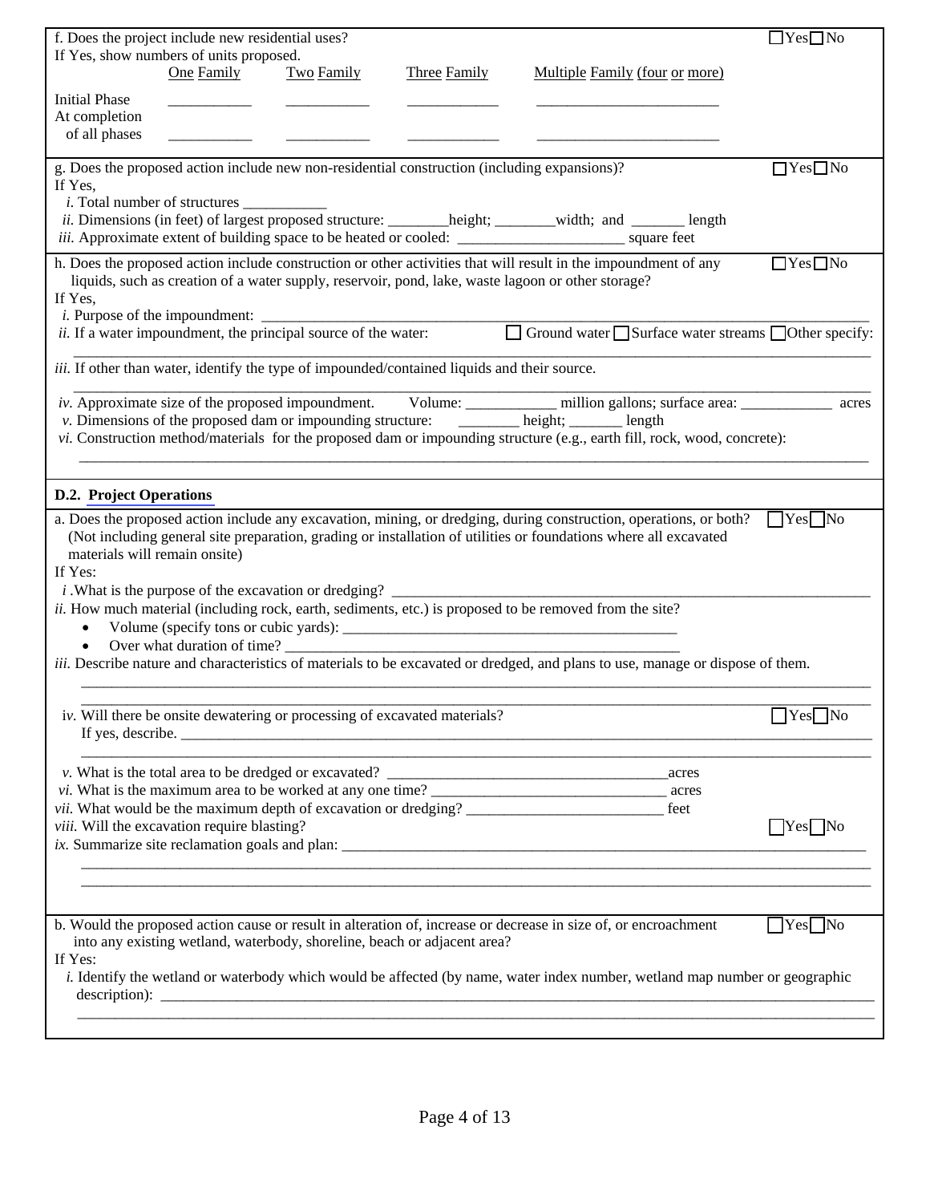f. Does the project include new residential uses? ☐Yes☐No

If Yes, show numbers of units proposed.

| | One Family | Two Family | Three Family | Multiple Family (four or more) |
|---|---|---|---|---|
| Initial Phase | __________ | __________ | __________ | ______________________ |
| At completion of all phases | __________ | __________ | __________ | ______________________ |

g. Does the proposed action include new non-residential construction (including expansions)? ☐Yes☐No

If Yes,

*i.* Total number of structures ___________

*ii.* Dimensions (in feet) of largest proposed structure: ________height; ________width; and _______ length

*iii.* Approximate extent of building space to be heated or cooled: ______________________ square feet

h. Does the proposed action include construction or other activities that will result in the impoundment of any liquids, such as creation of a water supply, reservoir, pond, lake, waste lagoon or other storage? ☐Yes☐No

If Yes,

*i.* Purpose of the impoundment: ________________________________________________________________

*ii.* If a water impoundment, the principal source of the water: ☐ Ground water ☐ Surface water streams ☐ Other specify:

______________________________________________________________________________________

*iii.* If other than water, identify the type of impounded/contained liquids and their source.

______________________________________________________________________________________

*iv.* Approximate size of the proposed impoundment. Volume: ____________ million gallons; surface area: ____________ acres

*v.* Dimensions of the proposed dam or impounding structure: ________ height; _______ length

*vi.* Construction method/materials for the proposed dam or impounding structure (e.g., earth fill, rock, wood, concrete):

______________________________________________________________________________________

## D.2. Project Operations

a. Does the proposed action include any excavation, mining, or dredging, during construction, operations, or both? (Not including general site preparation, grading or installation of utilities or foundations where all excavated materials will remain onsite) ☐Yes☐No

If Yes:

*i* .What is the purpose of the excavation or dredging? ________________________________________________

*ii.* How much material (including rock, earth, sediments, etc.) is proposed to be removed from the site?

- Volume (specify tons or cubic yards): ______________________________________________
- Over what duration of time? ____________________________________________________

*iii.* Describe nature and characteristics of materials to be excavated or dredged, and plans to use, manage or dispose of them.

______________________________________________________________________________________

______________________________________________________________________________________

*iv.* Will there be onsite dewatering or processing of excavated materials? ☐Yes☐No

If yes, describe. _______________________________________________________________________________

______________________________________________________________________________________

*v.* What is the total area to be dredged or excavated? ____________________________________acres

*vi.* What is the maximum area to be worked at any one time? _______________________________ acres

*vii.* What would be the maximum depth of excavation or dredging? __________________________ feet

*viii.* Will the excavation require blasting? ☐Yes☐No

*ix.* Summarize site reclamation goals and plan: ______________________________________________________

______________________________________________________________________________________

______________________________________________________________________________________

b. Would the proposed action cause or result in alteration of, increase or decrease in size of, or encroachment into any existing wetland, waterbody, shoreline, beach or adjacent area? ☐Yes☐No

If Yes:

*i.* Identify the wetland or waterbody which would be affected (by name, water index number, wetland map number or geographic description): _____________________________________________________________________________

______________________________________________________________________________________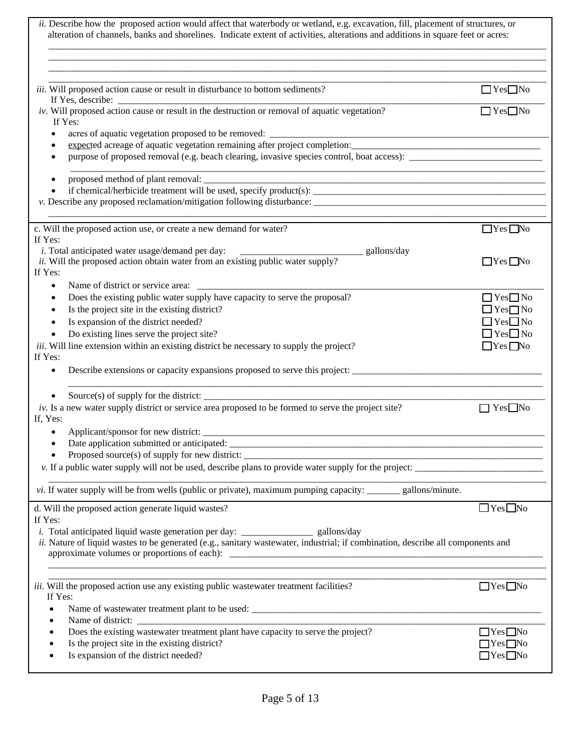*ii.* Describe how the proposed action would affect that waterbody or wetland, e.g. excavation, fill, placement of structures, or alteration of channels, banks and shorelines. Indicate extent of activities, alterations and additions in square feet or acres:

________________________________________________________________________________________________

________________________________________________________________________________________________

________________________________________________________________________________________________

________________________________________________________________________________________________

*iii.* Will proposed action cause or result in disturbance to bottom sediments? ☐ Yes ☐ No

If Yes, describe: ____________________________________________________________________________

*iv.* Will proposed action cause or result in the destruction or removal of aquatic vegetation? ☐ Yes ☐ No

If Yes:

- acres of aquatic vegetation proposed to be removed: ______________________________________________
- expected acreage of aquatic vegetation remaining after project completion:___________________________
- purpose of proposed removal (e.g. beach clearing, invasive species control, boat access): ________________
  ______________________________________________________________________________________
- proposed method of plant removal: ___________________________________________________________
- if chemical/herbicide treatment will be used, specify product(s): ____________________________________

*v.* Describe any proposed reclamation/mitigation following disturbance: ______________________________

________________________________________________________________________________________________

c. Will the proposed action use, or create a new demand for water? ☐ Yes ☐ No

If Yes:

*i.* Total anticipated water usage/demand per day: __________________________ gallons/day

*ii.* Will the proposed action obtain water from an existing public water supply? ☐ Yes ☐ No

If Yes:

- Name of district or service area: ____________________________________________________________
- Does the existing public water supply have capacity to serve the proposal? ☐ Yes ☐ No
- Is the project site in the existing district? ☐ Yes ☐ No
- Is expansion of the district needed? ☐ Yes ☐ No
- Do existing lines serve the project site? ☐ Yes ☐ No

*iii.* Will line extension within an existing district be necessary to supply the project? ☐ Yes ☐ No

If Yes:

- Describe extensions or capacity expansions proposed to serve this project: ____________________________
  ______________________________________________________________________________________
- Source(s) of supply for the district: __________________________________________________________

*iv.* Is a new water supply district or service area proposed to be formed to serve the project site? ☐ Yes ☐ No

If, Yes:

- Applicant/sponsor for new district: __________________________________________________________
- Date application submitted or anticipated: ____________________________________________________
- Proposed source(s) of supply for new district: _________________________________________________

*v.* If a public water supply will not be used, describe plans to provide water supply for the project: __________________________

________________________________________________________________________________________________

*vi.* If water supply will be from wells (public or private), maximum pumping capacity: _______ gallons/minute.

d. Will the proposed action generate liquid wastes? ☐ Yes ☐ No

If Yes:

*i.* Total anticipated liquid waste generation per day: _______________ gallons/day

*ii.* Nature of liquid wastes to be generated (e.g., sanitary wastewater, industrial; if combination, describe all components and approximate volumes or proportions of each): ________________________________________________

________________________________________________________________________________________________

________________________________________________________________________________________________

*iii.* Will the proposed action use any existing public wastewater treatment facilities? ☐ Yes ☐ No

If Yes:

- Name of wastewater treatment plant to be used: _________________________________________________
- Name of district: _________________________________________________________________________
- Does the existing wastewater treatment plant have capacity to serve the project? ☐ Yes ☐ No
- Is the project site in the existing district? ☐ Yes ☐ No
- Is expansion of the district needed? ☐ Yes ☐ No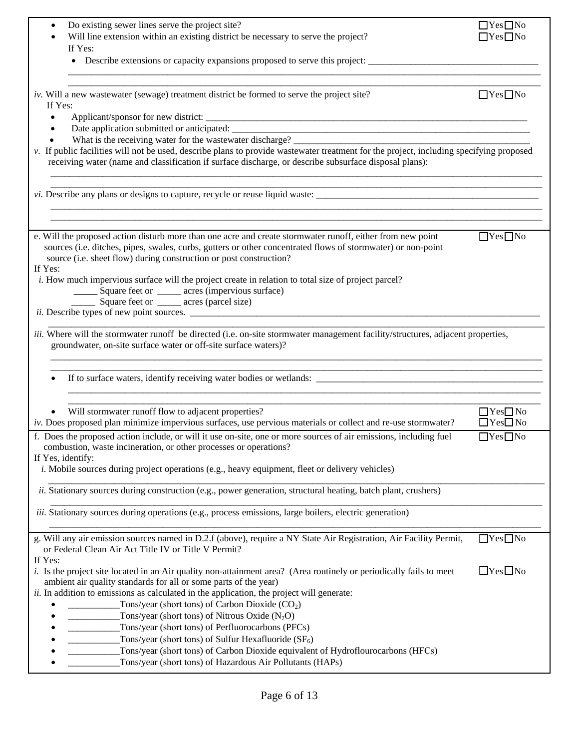- Do existing sewer lines serve the project site? ☐Yes☐No
- Will line extension within an existing district be necessary to serve the project? ☐Yes☐No

  If Yes:

  - Describe extensions or capacity expansions proposed to serve this project: ____________________________________

_____________________________________________________________________________________________________

_____________________________________________________________________________________________________

*iv.* Will a new wastewater (sewage) treatment district be formed to serve the project site? ☐Yes☐No

If Yes:

- Applicant/sponsor for new district: ______________________________________________________________________
- Date application submitted or anticipated: _________________________________________________________________
- What is the receiving water for the wastewater discharge? ___________________________________________________

*v.* If public facilities will not be used, describe plans to provide wastewater treatment for the project, including specifying proposed receiving water (name and classification if surface discharge, or describe subsurface disposal plans):

_____________________________________________________________________________________________________

_____________________________________________________________________________________________________

*vi.* Describe any plans or designs to capture, recycle or reuse liquid waste: ________________________________________________

_____________________________________________________________________________________________________

_____________________________________________________________________________________________________

e. Will the proposed action disturb more than one acre and create stormwater runoff, either from new point sources (i.e. ditches, pipes, swales, curbs, gutters or other concentrated flows of stormwater) or non-point source (i.e. sheet flow) during construction or post construction? ☐Yes☐No

If Yes:

*i.* How much impervious surface will the project create in relation to total size of project parcel?

_____ Square feet or _____ acres (impervious surface)

_____ Square feet or _____ acres (parcel size)

*ii.* Describe types of new point sources. ______________________________________________________________________________

_____________________________________________________________________________________________________

*iii.* Where will the stormwater runoff be directed (i.e. on-site stormwater management facility/structures, adjacent properties, groundwater, on-site surface water or off-site surface waters)?

_____________________________________________________________________________________________________

_____________________________________________________________________________________________________

- If to surface waters, identify receiving water bodies or wetlands: ______________________________________________

_____________________________________________________________________________________________________

_____________________________________________________________________________________________________

- Will stormwater runoff flow to adjacent properties? ☐Yes☐No

*iv.* Does proposed plan minimize impervious surfaces, use pervious materials or collect and re-use stormwater? ☐Yes☐No

f. Does the proposed action include, or will it use on-site, one or more sources of air emissions, including fuel combustion, waste incineration, or other processes or operations? ☐Yes☐No

If Yes, identify:

*i.* Mobile sources during project operations (e.g., heavy equipment, fleet or delivery vehicles)

_____________________________________________________________________________________________________

*ii.* Stationary sources during construction (e.g., power generation, structural heating, batch plant, crushers)

_____________________________________________________________________________________________________

*iii.* Stationary sources during operations (e.g., process emissions, large boilers, electric generation)

_____________________________________________________________________________________________________

g. Will any air emission sources named in D.2.f (above), require a NY State Air Registration, Air Facility Permit, or Federal Clean Air Act Title IV or Title V Permit? ☐Yes☐No

If Yes:

*i.* Is the project site located in an Air quality non-attainment area? (Area routinely or periodically fails to meet ambient air quality standards for all or some parts of the year) ☐Yes☐No

*ii.* In addition to emissions as calculated in the application, the project will generate:

- ___________Tons/year (short tons) of Carbon Dioxide ($CO_2$)
- ___________Tons/year (short tons) of Nitrous Oxide ($N_2O$)
- ___________Tons/year (short tons) of Perfluorocarbons (PFCs)
- ___________Tons/year (short tons) of Sulfur Hexafluoride ($SF_6$)
- ___________Tons/year (short tons) of Carbon Dioxide equivalent of Hydroflourocarbons (HFCs)
- ___________Tons/year (short tons) of Hazardous Air Pollutants (HAPs)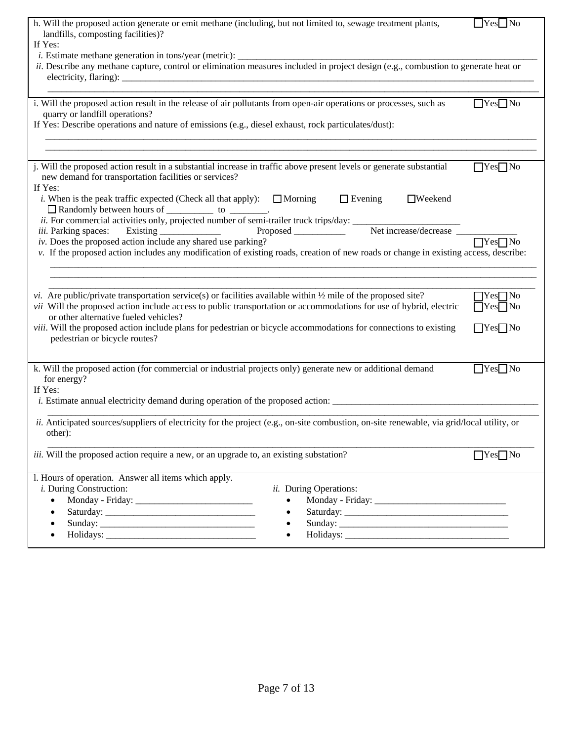h. Will the proposed action generate or emit methane (including, but not limited to, sewage treatment plants, landfills, composting facilities)? ☐Yes☐No

If Yes:

*i.* Estimate methane generation in tons/year (metric): ________________________________________________

*ii.* Describe any methane capture, control or elimination measures included in project design (e.g., combustion to generate heat or electricity, flaring): ________________________________________________

________________________________________________

---

i. Will the proposed action result in the release of air pollutants from open-air operations or processes, such as quarry or landfill operations? ☐Yes☐No

If Yes: Describe operations and nature of emissions (e.g., diesel exhaust, rock particulates/dust):

________________________________________________

________________________________________________

---

j. Will the proposed action result in a substantial increase in traffic above present levels or generate substantial new demand for transportation facilities or services? ☐Yes☐No

If Yes:

*i.* When is the peak traffic expected (Check all that apply): ☐ Morning ☐ Evening ☐Weekend

☐ Randomly between hours of __________ to ________.

*ii.* For commercial activities only, projected number of semi-trailer truck trips/day: ______________________

*iii.* Parking spaces: Existing _____________ Proposed ___________ Net increase/decrease _____________

*iv.* Does the proposed action include any shared use parking? ☐Yes☐No

*v.* If the proposed action includes any modification of existing roads, creation of new roads or change in existing access, describe:

________________________________________________

________________________________________________

________________________________________________

*vi.* Are public/private transportation service(s) or facilities available within ½ mile of the proposed site? ☐Yes☐No

*vii* Will the proposed action include access to public transportation or accommodations for use of hybrid, electric or other alternative fueled vehicles? ☐Yes☐No

*viii*. Will the proposed action include plans for pedestrian or bicycle accommodations for connections to existing pedestrian or bicycle routes? ☐Yes☐No

---

k. Will the proposed action (for commercial or industrial projects only) generate new or additional demand for energy? ☐Yes☐No

If Yes:

*i.* Estimate annual electricity demand during operation of the proposed action: ________________________________

________________________________________________

*ii.* Anticipated sources/suppliers of electricity for the project (e.g., on-site combustion, on-site renewable, via grid/local utility, or other):

________________________________________________

*iii.* Will the proposed action require a new, or an upgrade to, an existing substation? ☐Yes☐No

---

l. Hours of operation. Answer all items which apply.

*i.* During Construction:

- Monday - Friday: _________________________
- Saturday: _______________________________
- Sunday: ________________________________
- Holidays: _______________________________

*ii.* During Operations:

- Monday - Friday: ___________________________
- Saturday: _________________________________
- Sunday: __________________________________
- Holidays: _________________________________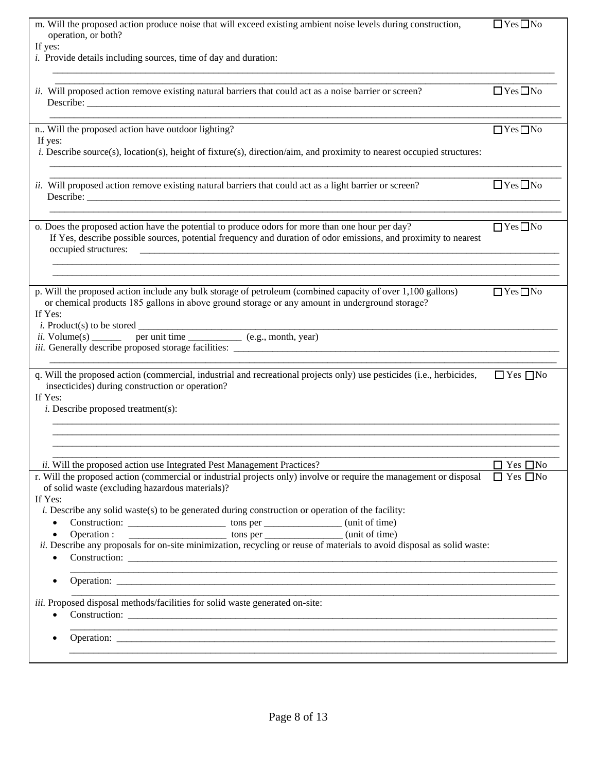m. Will the proposed action produce noise that will exceed existing ambient noise levels during construction, operation, or both? ☐ Yes ☐ No

If yes:

*i.* Provide details including sources, time of day and duration:

_______________________________________________________________________________________________

_______________________________________________________________________________________________

*ii.* Will proposed action remove existing natural barriers that could act as a noise barrier or screen? ☐ Yes ☐ No

Describe: ______________________________________________________________________________________

_______________________________________________________________________________________________

n.. Will the proposed action have outdoor lighting? ☐ Yes ☐ No

If yes:

*i.* Describe source(s), location(s), height of fixture(s), direction/aim, and proximity to nearest occupied structures:

_______________________________________________________________________________________________

_______________________________________________________________________________________________

*ii.* Will proposed action remove existing natural barriers that could act as a light barrier or screen? ☐ Yes ☐ No

Describe: ______________________________________________________________________________________

_______________________________________________________________________________________________

o. Does the proposed action have the potential to produce odors for more than one hour per day? ☐ Yes ☐ No

If Yes, describe possible sources, potential frequency and duration of odor emissions, and proximity to nearest occupied structures: ________________________________________________________________________

_______________________________________________________________________________________________

_______________________________________________________________________________________________

p. Will the proposed action include any bulk storage of petroleum (combined capacity of over 1,100 gallons) or chemical products 185 gallons in above ground storage or any amount in underground storage? ☐ Yes ☐ No

If Yes:

*i.* Product(s) to be stored ______________________________________________________________________

*ii.* Volume(s) ______ per unit time ___________ (e.g., month, year)

*iii.* Generally describe proposed storage facilities: ___________________________________________________

_______________________________________________________________________________________________

q. Will the proposed action (commercial, industrial and recreational projects only) use pesticides (i.e., herbicides, insecticides) during construction or operation? ☐ Yes ☐ No

If Yes:

*i.* Describe proposed treatment(s):

_______________________________________________________________________________________________

_______________________________________________________________________________________________

_______________________________________________________________________________________________

_______________________________________________________________________________________________

*ii.* Will the proposed action use Integrated Pest Management Practices? ☐ Yes ☐ No

r. Will the proposed action (commercial or industrial projects only) involve or require the management or disposal of solid waste (excluding hazardous materials)? ☐ Yes ☐ No

If Yes:

*i.* Describe any solid waste(s) to be generated during construction or operation of the facility:

- Construction: ____________________ tons per ________________ (unit of time)
- Operation : ____________________ tons per ________________ (unit of time)

*ii.* Describe any proposals for on-site minimization, recycling or reuse of materials to avoid disposal as solid waste:

- Construction: ________________________________________________________________________________

  _____________________________________________________________________________________________
- Operation: __________________________________________________________________________________

  _____________________________________________________________________________________________

*iii.* Proposed disposal methods/facilities for solid waste generated on-site:

- Construction: ________________________________________________________________________________

  _____________________________________________________________________________________________
- Operation: __________________________________________________________________________________

  _____________________________________________________________________________________________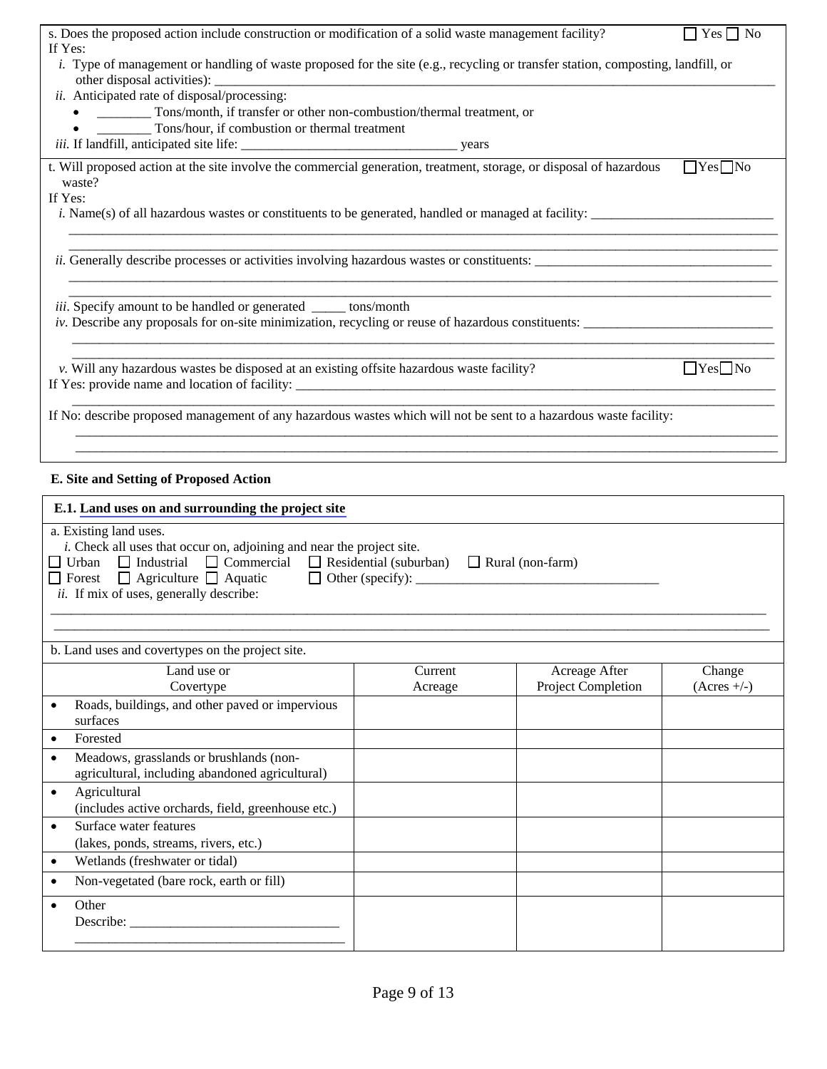s. Does the proposed action include construction or modification of a solid waste management facility? ☐ Yes ☐ No

If Yes:

*i.* Type of management or handling of waste proposed for the site (e.g., recycling or transfer station, composting, landfill, or other disposal activities): ___________________________________________

*ii.* Anticipated rate of disposal/processing:

- ________ Tons/month, if transfer or other non-combustion/thermal treatment, or
- ________ Tons/hour, if combustion or thermal treatment

*iii.* If landfill, anticipated site life: ________________________________ years

t. Will proposed action at the site involve the commercial generation, treatment, storage, or disposal of hazardous waste? ☐Yes ☐No

If Yes:

*i.* Name(s) of all hazardous wastes or constituents to be generated, handled or managed at facility: ___________________________

_______________________________________________________________________________________________

*ii.* Generally describe processes or activities involving hazardous wastes or constituents: ___________________________________

_______________________________________________________________________________________________

*iii.* Specify amount to be handled or generated _____ tons/month

*iv.* Describe any proposals for on-site minimization, recycling or reuse of hazardous constituents: ____________________________

_______________________________________________________________________________________________

*v.* Will any hazardous wastes be disposed at an existing offsite hazardous waste facility? ☐Yes ☐No

If Yes: provide name and location of facility: ___________________________________________________________________

_______________________________________________________________________________________________

If No: describe proposed management of any hazardous wastes which will not be sent to a hazardous waste facility:

_______________________________________________________________________________________________

## E. Site and Setting of Proposed Action

### E.1. Land uses on and surrounding the project site

a. Existing land uses.

*i.* Check all uses that occur on, adjoining and near the project site.

☐ Urban ☐ Industrial ☐ Commercial ☐ Residential (suburban) ☐ Rural (non-farm)
☐ Forest ☐ Agriculture ☐ Aquatic ☐ Other (specify): ___________________________________

*ii.* If mix of uses, generally describe:

_______________________________________________________________________________________________

b. Land uses and covertypes on the project site.

| Land use or Covertype | Current Acreage | Acreage After Project Completion | Change (Acres +/-) |
|---|---|---|---|
| • Roads, buildings, and other paved or impervious surfaces | | | |
| • Forested | | | |
| • Meadows, grasslands or brushlands (non-agricultural, including abandoned agricultural) | | | |
| • Agricultural (includes active orchards, field, greenhouse etc.) | | | |
| • Surface water features (lakes, ponds, streams, rivers, etc.) | | | |
| • Wetlands (freshwater or tidal) | | | |
| • Non-vegetated (bare rock, earth or fill) | | | |
| • Other Describe: ______________________________ | | | |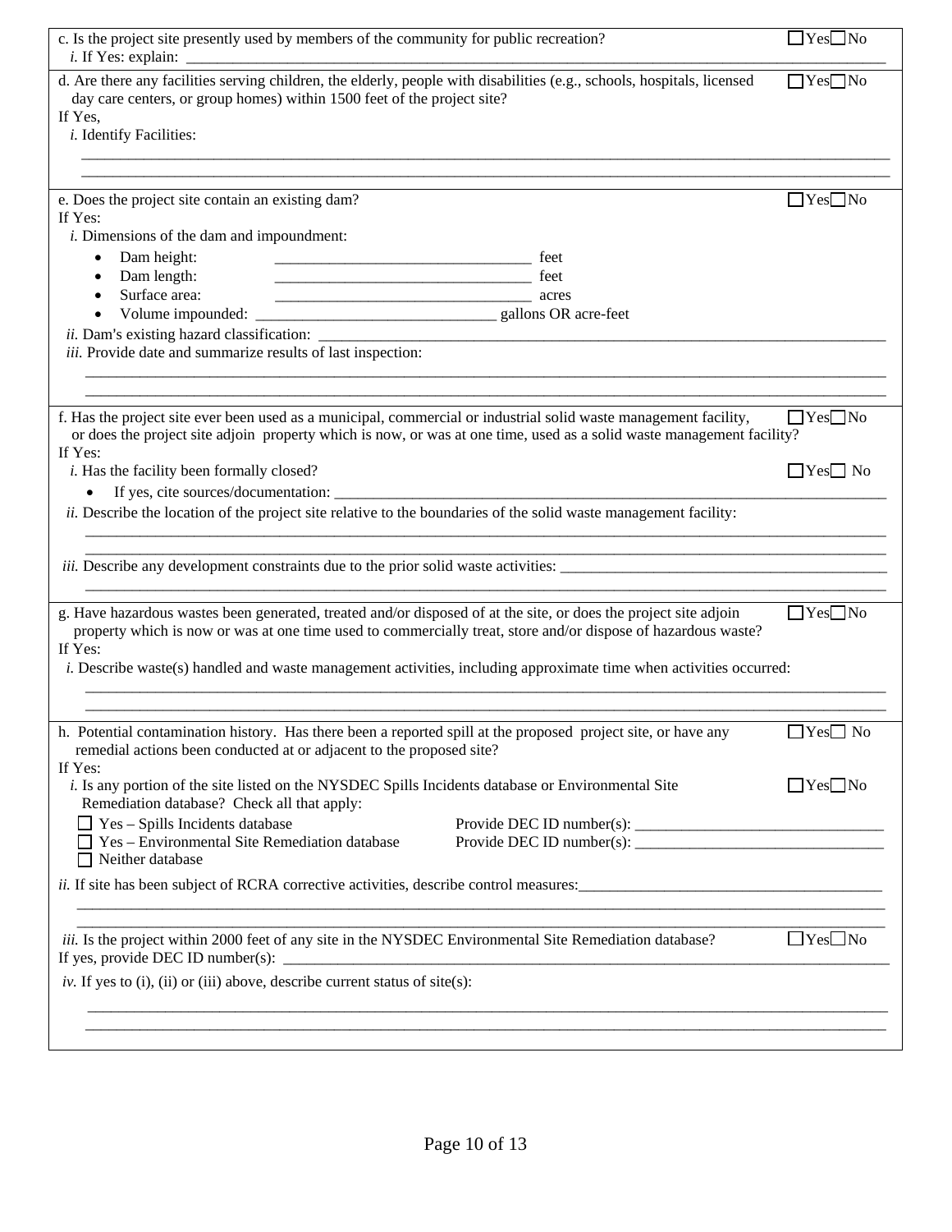c. Is the project site presently used by members of the community for public recreation? ☐Yes☐No

*i.* If Yes: explain: ___________________________________________

d. Are there any facilities serving children, the elderly, people with disabilities (e.g., schools, hospitals, licensed day care centers, or group homes) within 1500 feet of the project site? ☐Yes☐No

If Yes,

*i.* Identify Facilities:

___________________________________________

___________________________________________

e. Does the project site contain an existing dam? ☐Yes☐No

If Yes:

*i.* Dimensions of the dam and impoundment:

- Dam height: ____________________ feet
- Dam length: ____________________ feet
- Surface area: ____________________ acres
- Volume impounded: ____________________ gallons OR acre-feet

*ii.* Dam's existing hazard classification: ___________________________________________

*iii.* Provide date and summarize results of last inspection:

___________________________________________

___________________________________________

f. Has the project site ever been used as a municipal, commercial or industrial solid waste management facility, or does the project site adjoin property which is now, or was at one time, used as a solid waste management facility? ☐Yes☐No

If Yes:

*i.* Has the facility been formally closed? ☐Yes☐ No

- If yes, cite sources/documentation: ___________________________________________

*ii.* Describe the location of the project site relative to the boundaries of the solid waste management facility:

___________________________________________

___________________________________________

*iii.* Describe any development constraints due to the prior solid waste activities: ___________________________________________

___________________________________________

g. Have hazardous wastes been generated, treated and/or disposed of at the site, or does the project site adjoin property which is now or was at one time used to commercially treat, store and/or dispose of hazardous waste? ☐Yes☐No

If Yes:

*i.* Describe waste(s) handled and waste management activities, including approximate time when activities occurred:

___________________________________________

___________________________________________

h. Potential contamination history. Has there been a reported spill at the proposed project site, or have any remedial actions been conducted at or adjacent to the proposed site? ☐Yes☐ No

If Yes:

*i.* Is any portion of the site listed on the NYSDEC Spills Incidents database or Environmental Site Remediation database? Check all that apply: ☐Yes☐No

☐ Yes – Spills Incidents database Provide DEC ID number(s): ____________________

☐ Yes – Environmental Site Remediation database Provide DEC ID number(s): ____________________

☐ Neither database

*ii.* If site has been subject of RCRA corrective activities, describe control measures: ____________________

___________________________________________

___________________________________________

*iii.* Is the project within 2000 feet of any site in the NYSDEC Environmental Site Remediation database? ☐Yes☐No

If yes, provide DEC ID number(s): ___________________________________________

*iv.* If yes to (i), (ii) or (iii) above, describe current status of site(s):

___________________________________________

___________________________________________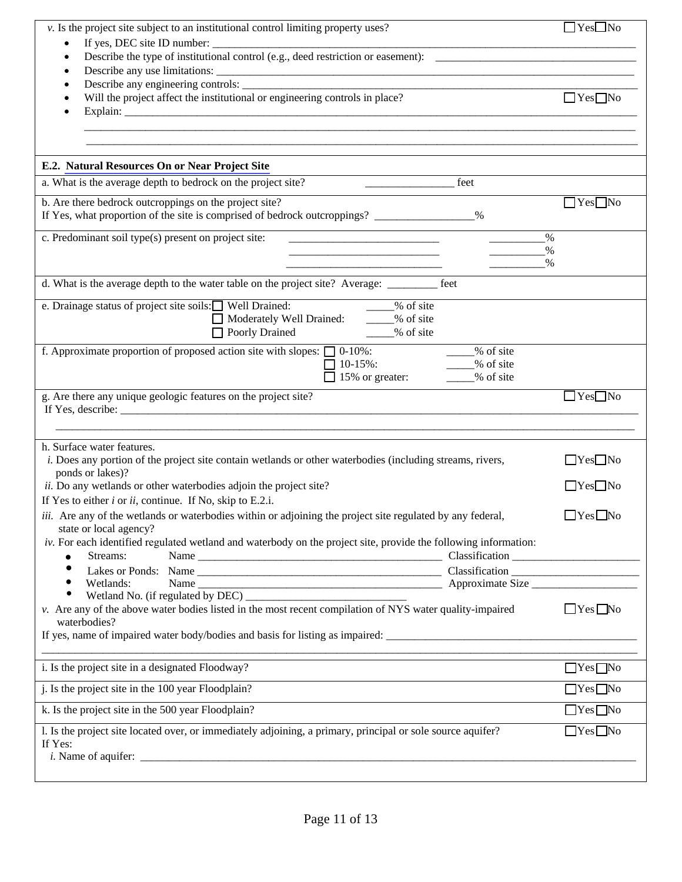*v.* Is the project site subject to an institutional control limiting property uses? ☐ Yes ☐ No

- If yes, DEC site ID number: ____________________
- Describe the type of institutional control (e.g., deed restriction or easement): ____________________
- Describe any use limitations: ____________________
- Describe any engineering controls: ____________________
- Will the project affect the institutional or engineering controls in place? ☐ Yes ☐ No
- Explain: ____________________

____________________

____________________

## E.2. Natural Resources On or Near Project Site

a. What is the average depth to bedrock on the project site? ____________ feet

b. Are there bedrock outcroppings on the project site? ☐ Yes ☐ No
If Yes, what proportion of the site is comprised of bedrock outcroppings? ____________%

c. Predominant soil type(s) present on project site: ____________ ______%
____________ ______%
____________ ______%

d. What is the average depth to the water table on the project site? Average: ________ feet

e. Drainage status of project site soils:
☐ Well Drained: _____% of site
☐ Moderately Well Drained: _____% of site
☐ Poorly Drained _____% of site

f. Approximate proportion of proposed action site with slopes:
☐ 0-10%: _____% of site
☐ 10-15%: _____% of site
☐ 15% or greater: _____% of site

g. Are there any unique geologic features on the project site? ☐ Yes ☐ No
If Yes, describe: ____________________

____________________

h. Surface water features.

*i.* Does any portion of the project site contain wetlands or other waterbodies (including streams, rivers, ponds or lakes)? ☐ Yes ☐ No

*ii.* Do any wetlands or other waterbodies adjoin the project site? ☐ Yes ☐ No

If Yes to either *i* or *ii*, continue. If No, skip to E.2.i.

*iii.* Are any of the wetlands or waterbodies within or adjoining the project site regulated by any federal, state or local agency? ☐ Yes ☐ No

*iv.* For each identified regulated wetland and waterbody on the project site, provide the following information:

- Streams: Name ____________________ Classification ____________________
- Lakes or Ponds: Name ____________________ Classification ____________________
- Wetlands: Name ____________________ Approximate Size ____________________
- Wetland No. (if regulated by DEC) ____________________

*v.* Are any of the above water bodies listed in the most recent compilation of NYS water quality-impaired waterbodies? ☐ Yes ☐ No

If yes, name of impaired water body/bodies and basis for listing as impaired: ____________________

____________________

i. Is the project site in a designated Floodway? ☐ Yes ☐ No

j. Is the project site in the 100 year Floodplain? ☐ Yes ☐ No

k. Is the project site in the 500 year Floodplain? ☐ Yes ☐ No

l. Is the project site located over, or immediately adjoining, a primary, principal or sole source aquifer? ☐ Yes ☐ No
If Yes:
*i.* Name of aquifer: ____________________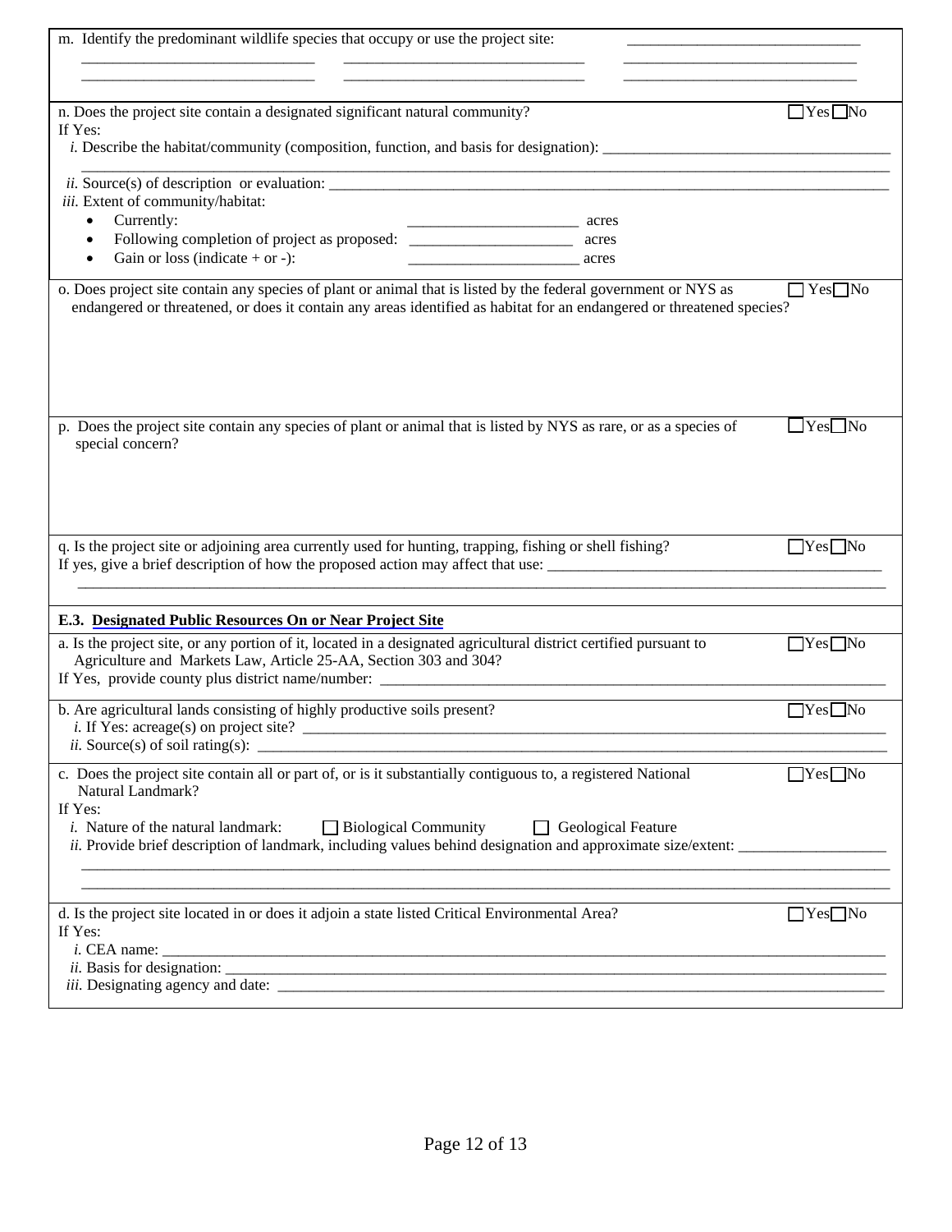m. Identify the predominant wildlife species that occupy or use the project site: ______________________________

______________________________ ______________________________ ______________________________

______________________________ ______________________________ ______________________________

n. Does the project site contain a designated significant natural community? ☐Yes ☐No

If Yes:

*i.* Describe the habitat/community (composition, function, and basis for designation): ______________________________

______________________________________________________________________________________________

*ii.* Source(s) of description or evaluation: ______________________________________________________________

*iii.* Extent of community/habitat:

- Currently: ______________________ acres
- Following completion of project as proposed: ______________________ acres
- Gain or loss (indicate + or -): ______________________ acres

o. Does project site contain any species of plant or animal that is listed by the federal government or NYS as endangered or threatened, or does it contain any areas identified as habitat for an endangered or threatened species? ☐ Yes ☐No

p. Does the project site contain any species of plant or animal that is listed by NYS as rare, or as a species of special concern? ☐Yes ☐No

q. Is the project site or adjoining area currently used for hunting, trapping, fishing or shell fishing? ☐Yes ☐No

If yes, give a brief description of how the proposed action may affect that use: ______________________________

______________________________________________________________________________________________

**E.3. Designated Public Resources On or Near Project Site**

a. Is the project site, or any portion of it, located in a designated agricultural district certified pursuant to Agriculture and Markets Law, Article 25-AA, Section 303 and 304? ☐Yes ☐No

If Yes, provide county plus district name/number: ______________________________________________________

b. Are agricultural lands consisting of highly productive soils present? ☐Yes ☐No

*i.* If Yes: acreage(s) on project site? ______________________________________________________________

*ii.* Source(s) of soil rating(s): ______________________________________________________________

c. Does the project site contain all or part of, or is it substantially contiguous to, a registered National Natural Landmark? ☐Yes ☐No

If Yes:

*i.* Nature of the natural landmark: ☐ Biological Community ☐ Geological Feature

*ii.* Provide brief description of landmark, including values behind designation and approximate size/extent: ____________

______________________________________________________________________________________________

______________________________________________________________________________________________

d. Is the project site located in or does it adjoin a state listed Critical Environmental Area? ☐Yes ☐No

If Yes:

*i.* CEA name: ______________________________________________________________________________

*ii.* Basis for designation: ______________________________________________________________________

*iii.* Designating agency and date: ______________________________________________________________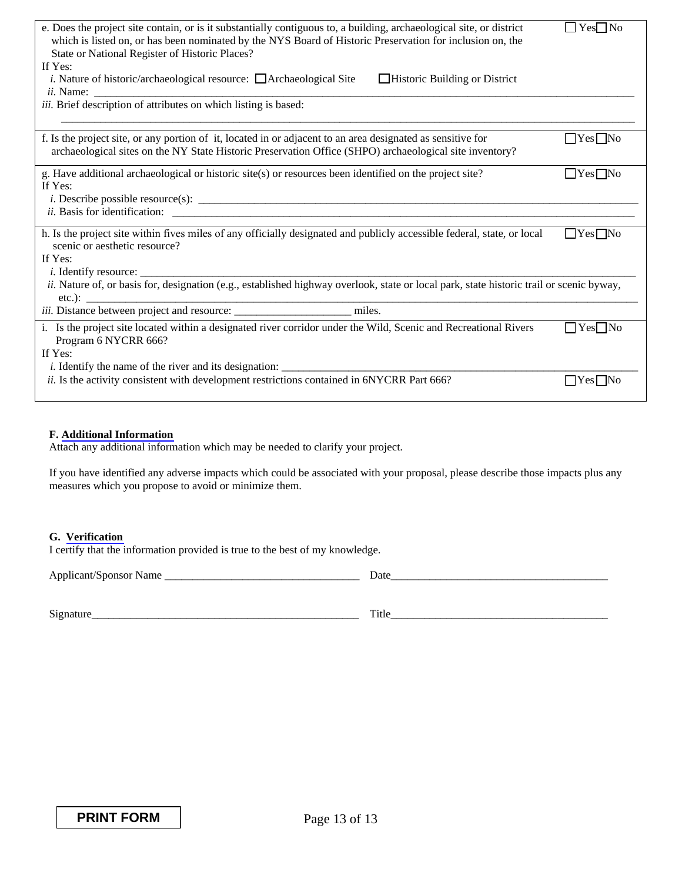e. Does the project site contain, or is it substantially contiguous to, a building, archaeological site, or district which is listed on, or has been nominated by the NYS Board of Historic Preservation for inclusion on, the State or National Register of Historic Places? ☐ Yes ☐ No

If Yes:

*i.* Nature of historic/archaeological resource: ☐ Archaeological Site ☐ Historic Building or District

*ii.* Name: ______________________________________________________________________

*iii.* Brief description of attributes on which listing is based:

______________________________________________________________________

f. Is the project site, or any portion of it, located in or adjacent to an area designated as sensitive for archaeological sites on the NY State Historic Preservation Office (SHPO) archaeological site inventory? ☐ Yes ☐ No

g. Have additional archaeological or historic site(s) or resources been identified on the project site? ☐ Yes ☐ No

If Yes:

*i.* Describe possible resource(s): ______________________________________________________________________

*ii.* Basis for identification: ______________________________________________________________________

h. Is the project site within fives miles of any officially designated and publicly accessible federal, state, or local scenic or aesthetic resource? ☐ Yes ☐ No

If Yes:

*i.* Identify resource: ______________________________________________________________________

*ii.* Nature of, or basis for, designation (e.g., established highway overlook, state or local park, state historic trail or scenic byway, etc.): ______________________________________________________________________

*iii.* Distance between project and resource: _____________________ miles.

i. Is the project site located within a designated river corridor under the Wild, Scenic and Recreational Rivers Program 6 NYCRR 666? ☐ Yes ☐ No

If Yes:

*i.* Identify the name of the river and its designation: ______________________________________________________________________

*ii.* Is the activity consistent with development restrictions contained in 6NYCRR Part 666? ☐ Yes ☐ No

**F. Additional Information**

Attach any additional information which may be needed to clarify your project.

If you have identified any adverse impacts which could be associated with your proposal, please describe those impacts plus any measures which you propose to avoid or minimize them.

**G. Verification**

I certify that the information provided is true to the best of my knowledge.

Applicant/Sponsor Name ___________________________________ Date_______________________________________

Signature_________________________________________________ Title_______________________________________

PRINT FORM